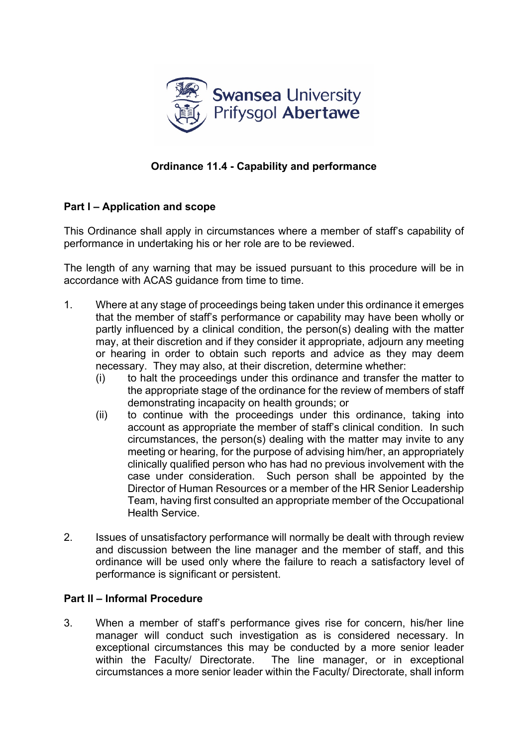# Ordinance 11.4 - Capability and performance

## Part I – Application and scope

This Ordinance shall apply in circumstances where a member of staff's capability of performance in undertaking his or her role are to be reviewed.

The length of any warning that may be issued pursuant to this procedure will be in accordance with ACAS guidance from time to time.

1. Where at any stage of proceedings being taken under this ordinance it emerges that the member of staff's performance or capability may have been wholly or partly influenced by a clinical condition, the person(s) dealing with the matter may, at their discretion and if they consider it appropriate, adjourn any meeting or hearing in order to obtain such reports and advice as they may deem necessary. They may also, at their discretion, determine whether:
   (i) to halt the proceedings under this ordinance and transfer the matter to the appropriate stage of the ordinance for the review of members of staff demonstrating incapacity on health grounds; or
   (ii) to continue with the proceedings under this ordinance, taking into account as appropriate the member of staff's clinical condition. In such circumstances, the person(s) dealing with the matter may invite to any meeting or hearing, for the purpose of advising him/her, an appropriately clinically qualified person who has had no previous involvement with the case under consideration. Such person shall be appointed by the Director of Human Resources or a member of the HR Senior Leadership Team, having first consulted an appropriate member of the Occupational Health Service.

2. Issues of unsatisfactory performance will normally be dealt with through review and discussion between the line manager and the member of staff, and this ordinance will be used only where the failure to reach a satisfactory level of performance is significant or persistent.

## Part II – Informal Procedure

3. When a member of staff's performance gives rise for concern, his/her line manager will conduct such investigation as is considered necessary. In exceptional circumstances this may be conducted by a more senior leader within the Faculty/ Directorate. The line manager, or in exceptional circumstances a more senior leader within the Faculty/ Directorate, shall inform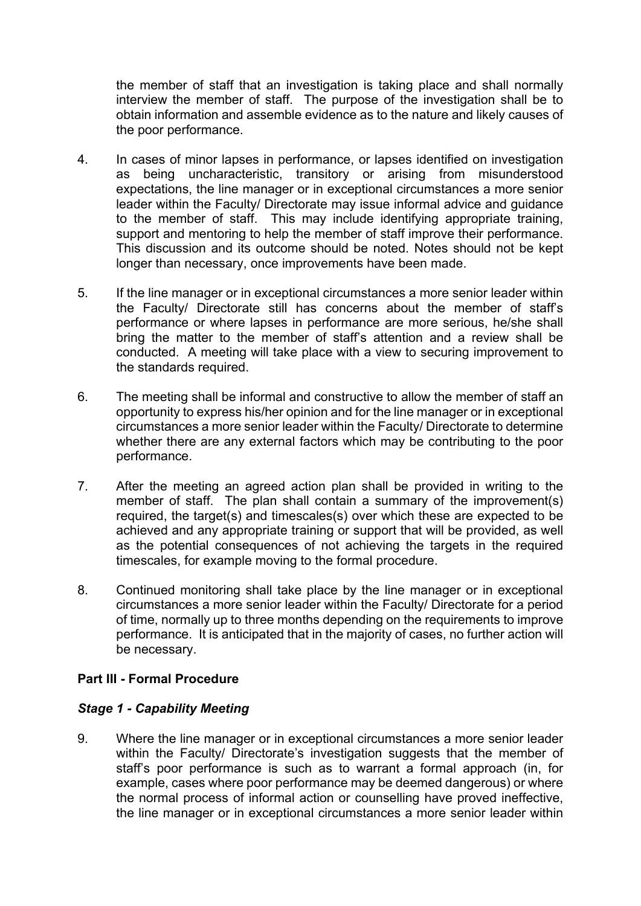the member of staff that an investigation is taking place and shall normally interview the member of staff. The purpose of the investigation shall be to obtain information and assemble evidence as to the nature and likely causes of the poor performance.

4. In cases of minor lapses in performance, or lapses identified on investigation as being uncharacteristic, transitory or arising from misunderstood expectations, the line manager or in exceptional circumstances a more senior leader within the Faculty/ Directorate may issue informal advice and guidance to the member of staff. This may include identifying appropriate training, support and mentoring to help the member of staff improve their performance. This discussion and its outcome should be noted. Notes should not be kept longer than necessary, once improvements have been made.

5. If the line manager or in exceptional circumstances a more senior leader within the Faculty/ Directorate still has concerns about the member of staff's performance or where lapses in performance are more serious, he/she shall bring the matter to the member of staff's attention and a review shall be conducted. A meeting will take place with a view to securing improvement to the standards required.

6. The meeting shall be informal and constructive to allow the member of staff an opportunity to express his/her opinion and for the line manager or in exceptional circumstances a more senior leader within the Faculty/ Directorate to determine whether there are any external factors which may be contributing to the poor performance.

7. After the meeting an agreed action plan shall be provided in writing to the member of staff. The plan shall contain a summary of the improvement(s) required, the target(s) and timescales(s) over which these are expected to be achieved and any appropriate training or support that will be provided, as well as the potential consequences of not achieving the targets in the required timescales, for example moving to the formal procedure.

8. Continued monitoring shall take place by the line manager or in exceptional circumstances a more senior leader within the Faculty/ Directorate for a period of time, normally up to three months depending on the requirements to improve performance. It is anticipated that in the majority of cases, no further action will be necessary.

**Part III - Formal Procedure**

***Stage 1 - Capability Meeting***

9. Where the line manager or in exceptional circumstances a more senior leader within the Faculty/ Directorate's investigation suggests that the member of staff's poor performance is such as to warrant a formal approach (in, for example, cases where poor performance may be deemed dangerous) or where the normal process of informal action or counselling have proved ineffective, the line manager or in exceptional circumstances a more senior leader within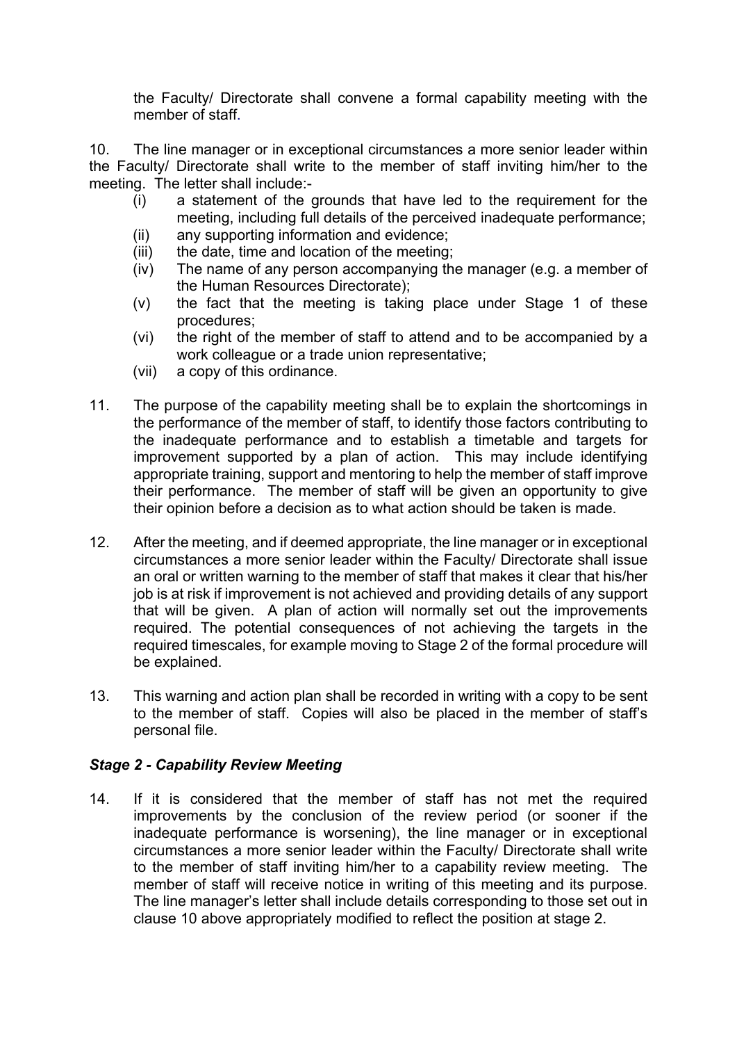the Faculty/ Directorate shall convene a formal capability meeting with the member of staff.

10. The line manager or in exceptional circumstances a more senior leader within the Faculty/ Directorate shall write to the member of staff inviting him/her to the meeting. The letter shall include:-

    (i) a statement of the grounds that have led to the requirement for the meeting, including full details of the perceived inadequate performance;
    (ii) any supporting information and evidence;
    (iii) the date, time and location of the meeting;
    (iv) The name of any person accompanying the manager (e.g. a member of the Human Resources Directorate);
    (v) the fact that the meeting is taking place under Stage 1 of these procedures;
    (vi) the right of the member of staff to attend and to be accompanied by a work colleague or a trade union representative;
    (vii) a copy of this ordinance.

11. The purpose of the capability meeting shall be to explain the shortcomings in the performance of the member of staff, to identify those factors contributing to the inadequate performance and to establish a timetable and targets for improvement supported by a plan of action. This may include identifying appropriate training, support and mentoring to help the member of staff improve their performance. The member of staff will be given an opportunity to give their opinion before a decision as to what action should be taken is made.

12. After the meeting, and if deemed appropriate, the line manager or in exceptional circumstances a more senior leader within the Faculty/ Directorate shall issue an oral or written warning to the member of staff that makes it clear that his/her job is at risk if improvement is not achieved and providing details of any support that will be given. A plan of action will normally set out the improvements required. The potential consequences of not achieving the targets in the required timescales, for example moving to Stage 2 of the formal procedure will be explained.

13. This warning and action plan shall be recorded in writing with a copy to be sent to the member of staff. Copies will also be placed in the member of staff's personal file.

### *Stage 2 - Capability Review Meeting*

14. If it is considered that the member of staff has not met the required improvements by the conclusion of the review period (or sooner if the inadequate performance is worsening), the line manager or in exceptional circumstances a more senior leader within the Faculty/ Directorate shall write to the member of staff inviting him/her to a capability review meeting. The member of staff will receive notice in writing of this meeting and its purpose. The line manager's letter shall include details corresponding to those set out in clause 10 above appropriately modified to reflect the position at stage 2.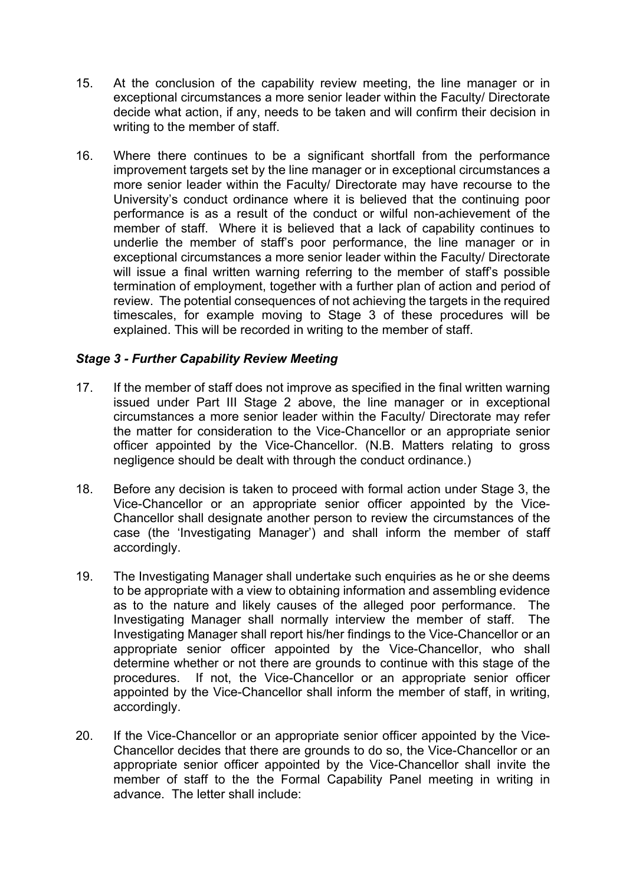15. At the conclusion of the capability review meeting, the line manager or in exceptional circumstances a more senior leader within the Faculty/ Directorate decide what action, if any, needs to be taken and will confirm their decision in writing to the member of staff.

16. Where there continues to be a significant shortfall from the performance improvement targets set by the line manager or in exceptional circumstances a more senior leader within the Faculty/ Directorate may have recourse to the University's conduct ordinance where it is believed that the continuing poor performance is as a result of the conduct or wilful non-achievement of the member of staff. Where it is believed that a lack of capability continues to underlie the member of staff's poor performance, the line manager or in exceptional circumstances a more senior leader within the Faculty/ Directorate will issue a final written warning referring to the member of staff's possible termination of employment, together with a further plan of action and period of review. The potential consequences of not achieving the targets in the required timescales, for example moving to Stage 3 of these procedures will be explained. This will be recorded in writing to the member of staff.

### *Stage 3 - Further Capability Review Meeting*

17. If the member of staff does not improve as specified in the final written warning issued under Part III Stage 2 above, the line manager or in exceptional circumstances a more senior leader within the Faculty/ Directorate may refer the matter for consideration to the Vice-Chancellor or an appropriate senior officer appointed by the Vice-Chancellor. (N.B. Matters relating to gross negligence should be dealt with through the conduct ordinance.)

18. Before any decision is taken to proceed with formal action under Stage 3, the Vice-Chancellor or an appropriate senior officer appointed by the Vice-Chancellor shall designate another person to review the circumstances of the case (the 'Investigating Manager') and shall inform the member of staff accordingly.

19. The Investigating Manager shall undertake such enquiries as he or she deems to be appropriate with a view to obtaining information and assembling evidence as to the nature and likely causes of the alleged poor performance. The Investigating Manager shall normally interview the member of staff. The Investigating Manager shall report his/her findings to the Vice-Chancellor or an appropriate senior officer appointed by the Vice-Chancellor, who shall determine whether or not there are grounds to continue with this stage of the procedures. If not, the Vice-Chancellor or an appropriate senior officer appointed by the Vice-Chancellor shall inform the member of staff, in writing, accordingly.

20. If the Vice-Chancellor or an appropriate senior officer appointed by the Vice-Chancellor decides that there are grounds to do so, the Vice-Chancellor or an appropriate senior officer appointed by the Vice-Chancellor shall invite the member of staff to the the Formal Capability Panel meeting in writing in advance. The letter shall include: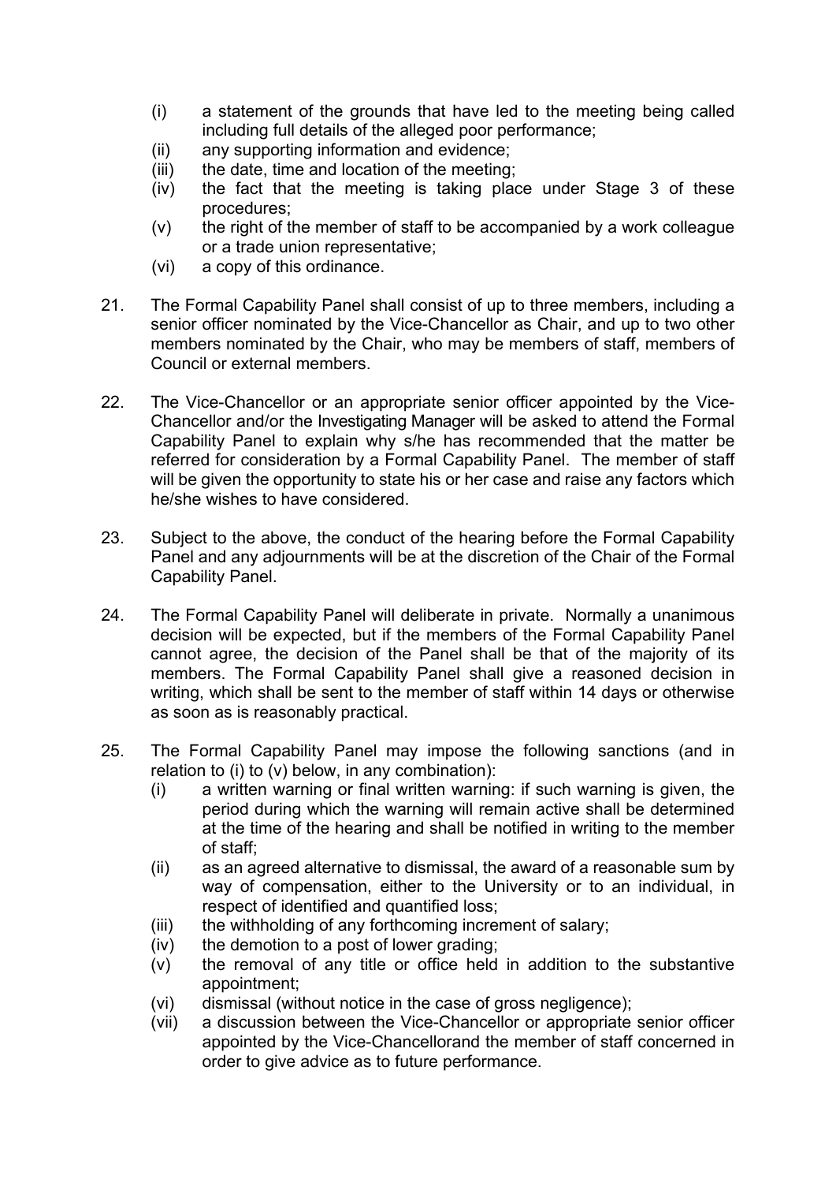(i) a statement of the grounds that have led to the meeting being called including full details of the alleged poor performance;
(ii) any supporting information and evidence;
(iii) the date, time and location of the meeting;
(iv) the fact that the meeting is taking place under Stage 3 of these procedures;
(v) the right of the member of staff to be accompanied by a work colleague or a trade union representative;
(vi) a copy of this ordinance.

21. The Formal Capability Panel shall consist of up to three members, including a senior officer nominated by the Vice-Chancellor as Chair, and up to two other members nominated by the Chair, who may be members of staff, members of Council or external members.

22. The Vice-Chancellor or an appropriate senior officer appointed by the Vice-Chancellor and/or the Investigating Manager will be asked to attend the Formal Capability Panel to explain why s/he has recommended that the matter be referred for consideration by a Formal Capability Panel. The member of staff will be given the opportunity to state his or her case and raise any factors which he/she wishes to have considered.

23. Subject to the above, the conduct of the hearing before the Formal Capability Panel and any adjournments will be at the discretion of the Chair of the Formal Capability Panel.

24. The Formal Capability Panel will deliberate in private. Normally a unanimous decision will be expected, but if the members of the Formal Capability Panel cannot agree, the decision of the Panel shall be that of the majority of its members. The Formal Capability Panel shall give a reasoned decision in writing, which shall be sent to the member of staff within 14 days or otherwise as soon as is reasonably practical.

25. The Formal Capability Panel may impose the following sanctions (and in relation to (i) to (v) below, in any combination):
   (i) a written warning or final written warning: if such warning is given, the period during which the warning will remain active shall be determined at the time of the hearing and shall be notified in writing to the member of staff;
   (ii) as an agreed alternative to dismissal, the award of a reasonable sum by way of compensation, either to the University or to an individual, in respect of identified and quantified loss;
   (iii) the withholding of any forthcoming increment of salary;
   (iv) the demotion to a post of lower grading;
   (v) the removal of any title or office held in addition to the substantive appointment;
   (vi) dismissal (without notice in the case of gross negligence);
   (vii) a discussion between the Vice-Chancellor or appropriate senior officer appointed by the Vice-Chancellorand the member of staff concerned in order to give advice as to future performance.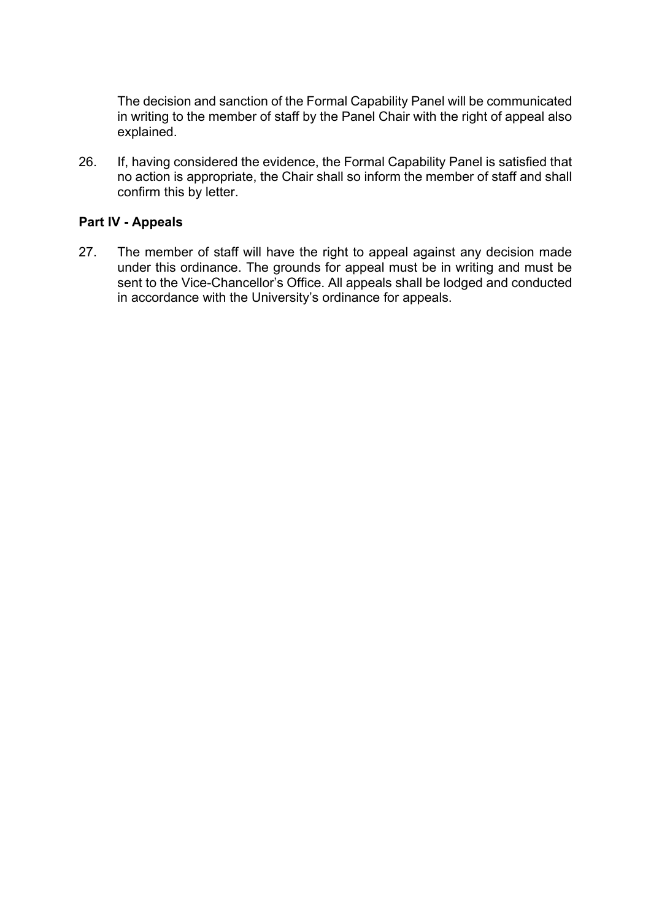The decision and sanction of the Formal Capability Panel will be communicated in writing to the member of staff by the Panel Chair with the right of appeal also explained.

26. If, having considered the evidence, the Formal Capability Panel is satisfied that no action is appropriate, the Chair shall so inform the member of staff and shall confirm this by letter.

**Part IV - Appeals**

27. The member of staff will have the right to appeal against any decision made under this ordinance. The grounds for appeal must be in writing and must be sent to the Vice-Chancellor's Office. All appeals shall be lodged and conducted in accordance with the University's ordinance for appeals.